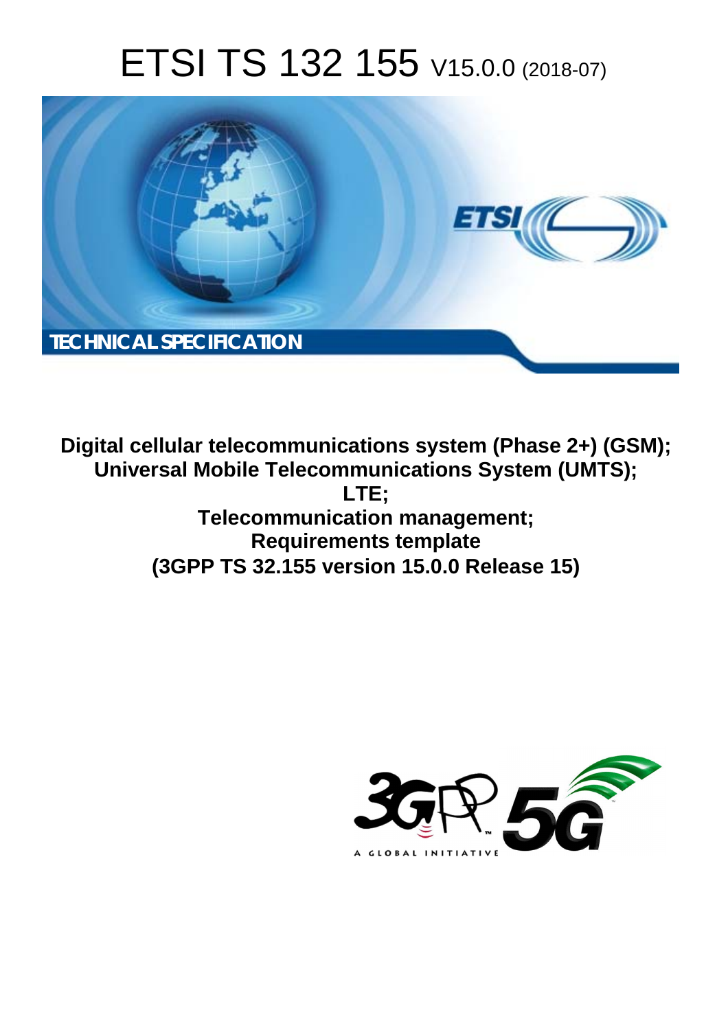# ETSI TS 132 155 V15.0.0 (2018-07)

TECHNICAL SPECIFICATION

**Digital cellular telecommunications system (Phase 2+) (GSM); Universal Mobile Telecommunications System (UMTS); LTE; Telecommunication management; Requirements template (3GPP TS 32.155 version 15.0.0 Release 15)**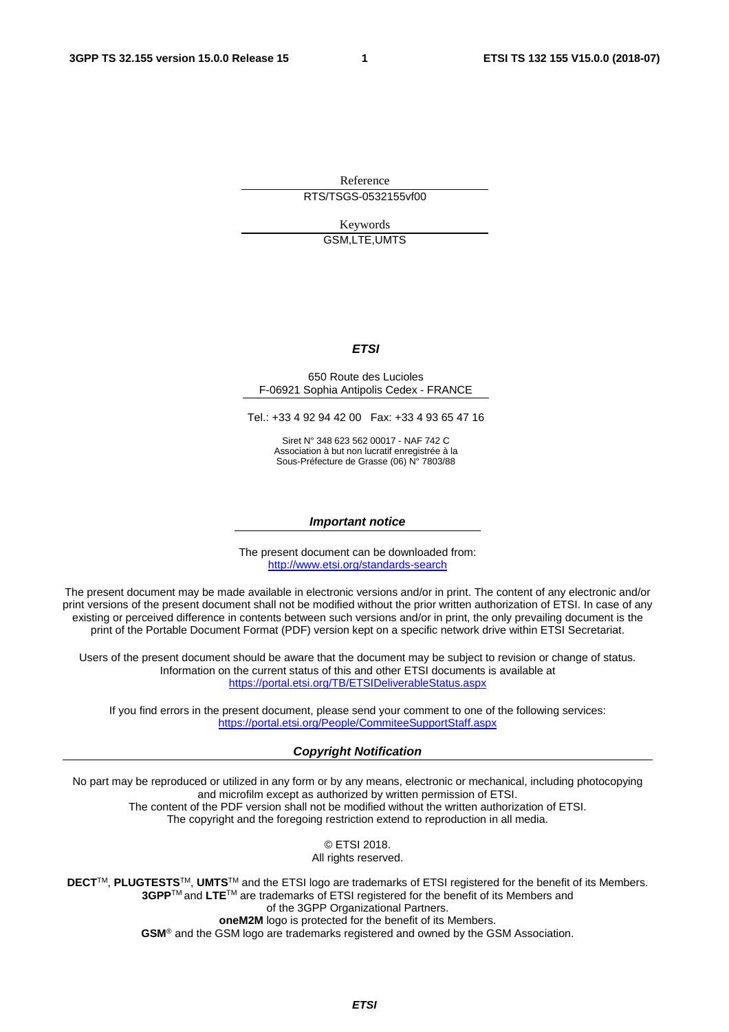Reference

RTS/TSGS-0532155vf00

Keywords

GSM,LTE,UMTS

***ETSI***

650 Route des Lucioles
F-06921 Sophia Antipolis Cedex - FRANCE

Tel.: +33 4 92 94 42 00   Fax: +33 4 93 65 47 16

Siret N° 348 623 562 00017 - NAF 742 C
Association à but non lucratif enregistrée à la
Sous-Préfecture de Grasse (06) N° 7803/88

***Important notice***

The present document can be downloaded from:
http://www.etsi.org/standards-search

The present document may be made available in electronic versions and/or in print. The content of any electronic and/or print versions of the present document shall not be modified without the prior written authorization of ETSI. In case of any existing or perceived difference in contents between such versions and/or in print, the only prevailing document is the print of the Portable Document Format (PDF) version kept on a specific network drive within ETSI Secretariat.

Users of the present document should be aware that the document may be subject to revision or change of status. Information on the current status of this and other ETSI documents is available at
https://portal.etsi.org/TB/ETSIDeliverableStatus.aspx

If you find errors in the present document, please send your comment to one of the following services:
https://portal.etsi.org/People/CommiteeSupportStaff.aspx

***Copyright Notification***

No part may be reproduced or utilized in any form or by any means, electronic or mechanical, including photocopying and microfilm except as authorized by written permission of ETSI.
The content of the PDF version shall not be modified without the written authorization of ETSI.
The copyright and the foregoing restriction extend to reproduction in all media.

© ETSI 2018.
All rights reserved.

**DECT**™, **PLUGTESTS**™, **UMTS**™ and the ETSI logo are trademarks of ETSI registered for the benefit of its Members.
**3GPP**™ and **LTE**™ are trademarks of ETSI registered for the benefit of its Members and of the 3GPP Organizational Partners.
**oneM2M** logo is protected for the benefit of its Members.
**GSM**® and the GSM logo are trademarks registered and owned by the GSM Association.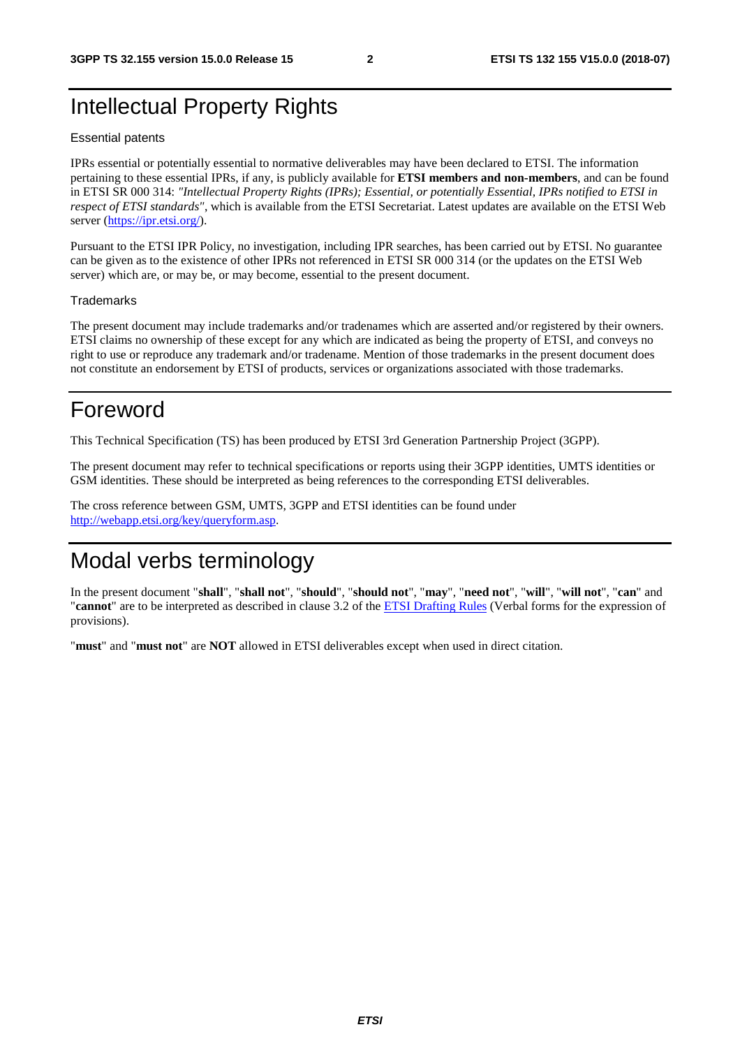# Intellectual Property Rights

Essential patents

IPRs essential or potentially essential to normative deliverables may have been declared to ETSI. The information pertaining to these essential IPRs, if any, is publicly available for **ETSI members and non-members**, and can be found in ETSI SR 000 314: *"Intellectual Property Rights (IPRs); Essential, or potentially Essential, IPRs notified to ETSI in respect of ETSI standards"*, which is available from the ETSI Secretariat. Latest updates are available on the ETSI Web server (https://ipr.etsi.org/).

Pursuant to the ETSI IPR Policy, no investigation, including IPR searches, has been carried out by ETSI. No guarantee can be given as to the existence of other IPRs not referenced in ETSI SR 000 314 (or the updates on the ETSI Web server) which are, or may be, or may become, essential to the present document.

Trademarks

The present document may include trademarks and/or tradenames which are asserted and/or registered by their owners. ETSI claims no ownership of these except for any which are indicated as being the property of ETSI, and conveys no right to use or reproduce any trademark and/or tradename. Mention of those trademarks in the present document does not constitute an endorsement by ETSI of products, services or organizations associated with those trademarks.

# Foreword

This Technical Specification (TS) has been produced by ETSI 3rd Generation Partnership Project (3GPP).

The present document may refer to technical specifications or reports using their 3GPP identities, UMTS identities or GSM identities. These should be interpreted as being references to the corresponding ETSI deliverables.

The cross reference between GSM, UMTS, 3GPP and ETSI identities can be found under http://webapp.etsi.org/key/queryform.asp.

# Modal verbs terminology

In the present document "**shall**", "**shall not**", "**should**", "**should not**", "**may**", "**need not**", "**will**", "**will not**", "**can**" and "**cannot**" are to be interpreted as described in clause 3.2 of the ETSI Drafting Rules (Verbal forms for the expression of provisions).

"**must**" and "**must not**" are **NOT** allowed in ETSI deliverables except when used in direct citation.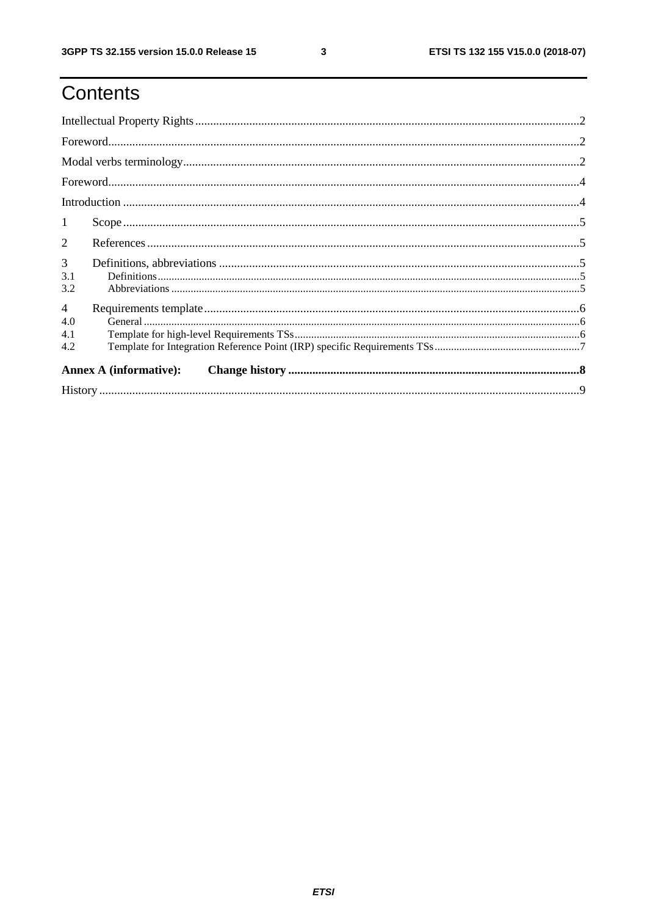# Contents

Intellectual Property Rights .....2

Foreword.....2

Modal verbs terminology.....2

Foreword.....4

Introduction .....4

1 Scope.....5

2 References.....5

3 Definitions, abbreviations .....5

3.1 Definitions.....5

3.2 Abbreviations .....5

4 Requirements template.....6

4.0 General .....6

4.1 Template for high-level Requirements TSs.....6

4.2 Template for Integration Reference Point (IRP) specific Requirements TSs.....7

**Annex A (informative): Change history .....8**

History .....9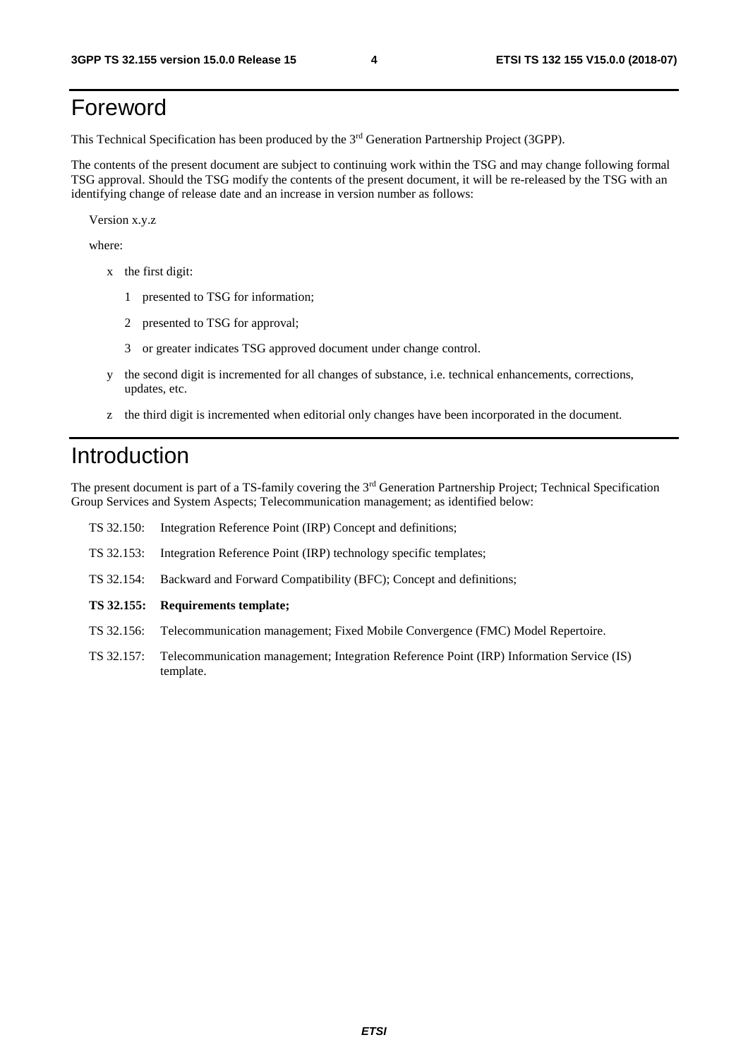# Foreword

This Technical Specification has been produced by the 3rd Generation Partnership Project (3GPP).

The contents of the present document are subject to continuing work within the TSG and may change following formal TSG approval. Should the TSG modify the contents of the present document, it will be re-released by the TSG with an identifying change of release date and an increase in version number as follows:

Version x.y.z

where:

- x the first digit:
  - 1 presented to TSG for information;
  - 2 presented to TSG for approval;
  - 3 or greater indicates TSG approved document under change control.
- y the second digit is incremented for all changes of substance, i.e. technical enhancements, corrections, updates, etc.
- z the third digit is incremented when editorial only changes have been incorporated in the document.

# Introduction

The present document is part of a TS-family covering the 3rd Generation Partnership Project; Technical Specification Group Services and System Aspects; Telecommunication management; as identified below:

TS 32.150: Integration Reference Point (IRP) Concept and definitions;

TS 32.153: Integration Reference Point (IRP) technology specific templates;

TS 32.154: Backward and Forward Compatibility (BFC); Concept and definitions;

**TS 32.155: Requirements template;**

TS 32.156: Telecommunication management; Fixed Mobile Convergence (FMC) Model Repertoire.

TS 32.157: Telecommunication management; Integration Reference Point (IRP) Information Service (IS) template.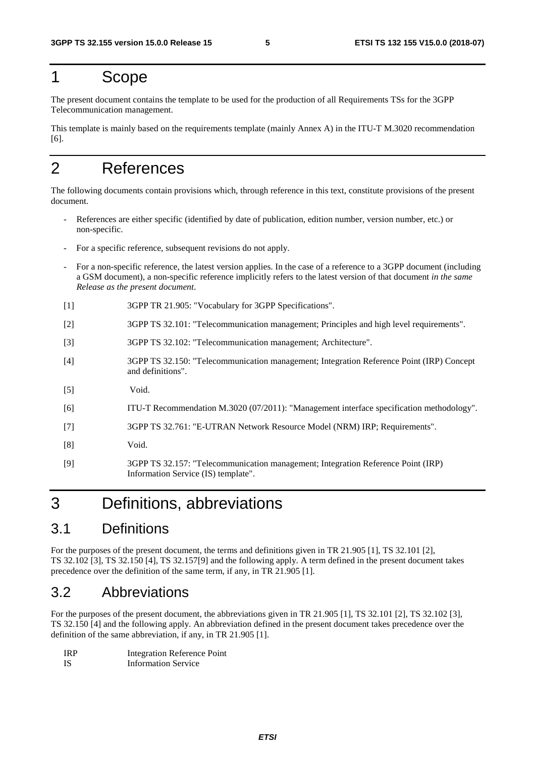# 1 Scope

The present document contains the template to be used for the production of all Requirements TSs for the 3GPP Telecommunication management.

This template is mainly based on the requirements template (mainly Annex A) in the ITU-T M.3020 recommendation [6].

# 2 References

The following documents contain provisions which, through reference in this text, constitute provisions of the present document.

- References are either specific (identified by date of publication, edition number, version number, etc.) or non-specific.
- For a specific reference, subsequent revisions do not apply.
- For a non-specific reference, the latest version applies. In the case of a reference to a 3GPP document (including a GSM document), a non-specific reference implicitly refers to the latest version of that document *in the same Release as the present document*.

[1] 3GPP TR 21.905: "Vocabulary for 3GPP Specifications".

[2] 3GPP TS 32.101: "Telecommunication management; Principles and high level requirements".

[3] 3GPP TS 32.102: "Telecommunication management; Architecture".

[4] 3GPP TS 32.150: "Telecommunication management; Integration Reference Point (IRP) Concept and definitions".

[5] Void.

[6] ITU-T Recommendation M.3020 (07/2011): "Management interface specification methodology".

[7] 3GPP TS 32.761: "E-UTRAN Network Resource Model (NRM) IRP; Requirements".

[8] Void.

[9] 3GPP TS 32.157: "Telecommunication management; Integration Reference Point (IRP) Information Service (IS) template".

# 3 Definitions, abbreviations

## 3.1 Definitions

For the purposes of the present document, the terms and definitions given in TR 21.905 [1], TS 32.101 [2], TS 32.102 [3], TS 32.150 [4], TS 32.157[9] and the following apply. A term defined in the present document takes precedence over the definition of the same term, if any, in TR 21.905 [1].

## 3.2 Abbreviations

For the purposes of the present document, the abbreviations given in TR 21.905 [1], TS 32.101 [2], TS 32.102 [3], TS 32.150 [4] and the following apply. An abbreviation defined in the present document takes precedence over the definition of the same abbreviation, if any, in TR 21.905 [1].

IRP Integration Reference Point
IS Information Service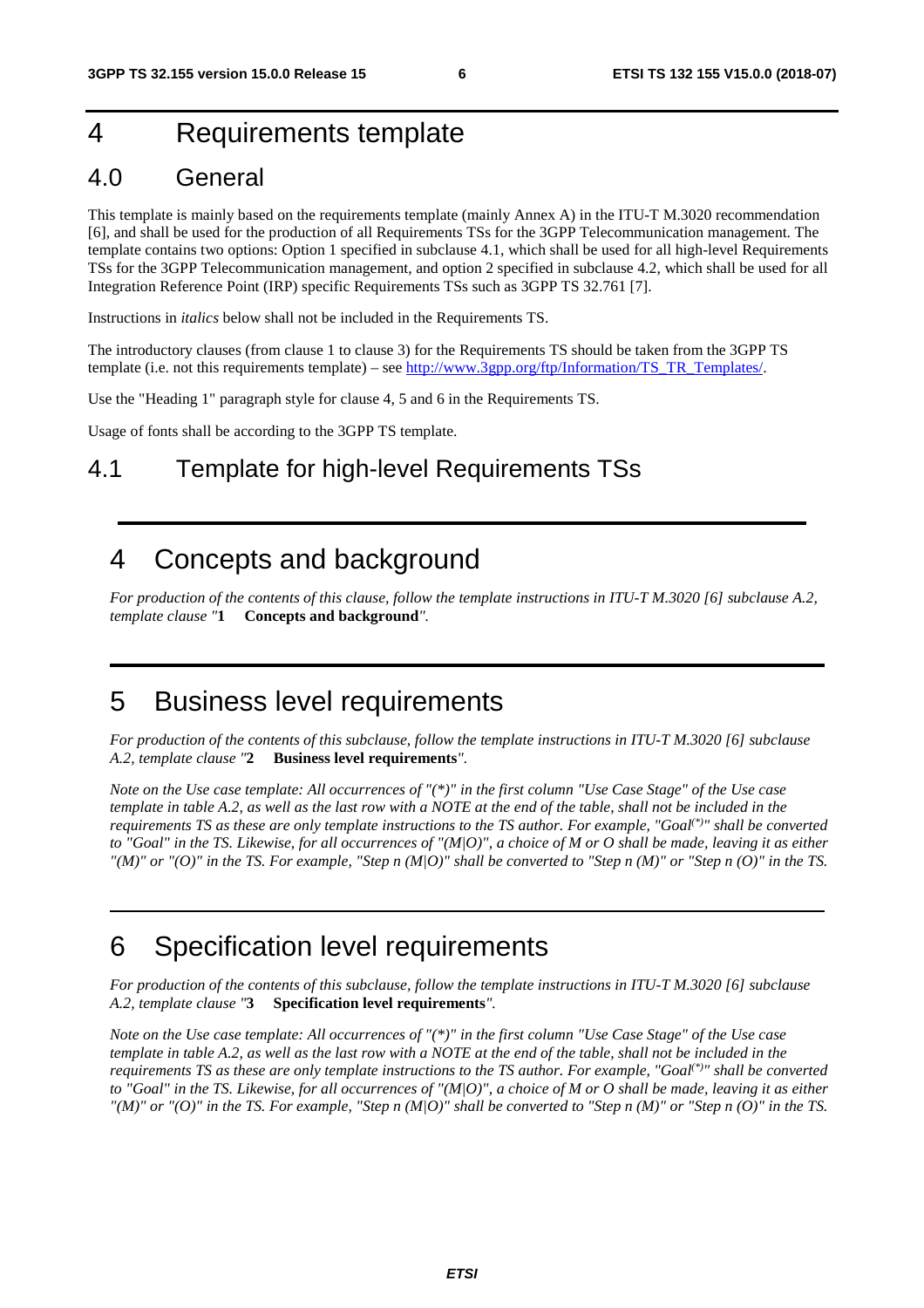# 4 Requirements template

## 4.0 General

This template is mainly based on the requirements template (mainly Annex A) in the ITU-T M.3020 recommendation [6], and shall be used for the production of all Requirements TSs for the 3GPP Telecommunication management. The template contains two options: Option 1 specified in subclause 4.1, which shall be used for all high-level Requirements TSs for the 3GPP Telecommunication management, and option 2 specified in subclause 4.2, which shall be used for all Integration Reference Point (IRP) specific Requirements TSs such as 3GPP TS 32.761 [7].

Instructions in *italics* below shall not be included in the Requirements TS.

The introductory clauses (from clause 1 to clause 3) for the Requirements TS should be taken from the 3GPP TS template (i.e. not this requirements template) – see http://www.3gpp.org/ftp/Information/TS_TR_Templates/.

Use the "Heading 1" paragraph style for clause 4, 5 and 6 in the Requirements TS.

Usage of fonts shall be according to the 3GPP TS template.

## 4.1 Template for high-level Requirements TSs

---

# 4 Concepts and background

*For production of the contents of this clause, follow the template instructions in ITU-T M.3020 [6] subclause A.2, template clause "***1 Concepts and background***".*

---

# 5 Business level requirements

*For production of the contents of this subclause, follow the template instructions in ITU-T M.3020 [6] subclause A.2, template clause "***2 Business level requirements***".*

*Note on the Use case template: All occurrences of "(\*)" in the first column "Use Case Stage" of the Use case template in table A.2, as well as the last row with a NOTE at the end of the table, shall not be included in the requirements TS as these are only template instructions to the TS author. For example, "Goal$^{(*)}$" shall be converted to "Goal" in the TS. Likewise, for all occurrences of "(M|O)", a choice of M or O shall be made, leaving it as either "(M)" or "(O)" in the TS. For example, "Step n (M|O)" shall be converted to "Step n (M)" or "Step n (O)" in the TS.*

---

# 6 Specification level requirements

*For production of the contents of this subclause, follow the template instructions in ITU-T M.3020 [6] subclause A.2, template clause "***3 Specification level requirements***".*

*Note on the Use case template: All occurrences of "(\*)" in the first column "Use Case Stage" of the Use case template in table A.2, as well as the last row with a NOTE at the end of the table, shall not be included in the requirements TS as these are only template instructions to the TS author. For example, "Goal$^{(*)}$" shall be converted to "Goal" in the TS. Likewise, for all occurrences of "(M|O)", a choice of M or O shall be made, leaving it as either "(M)" or "(O)" in the TS. For example, "Step n (M|O)" shall be converted to "Step n (M)" or "Step n (O)" in the TS.*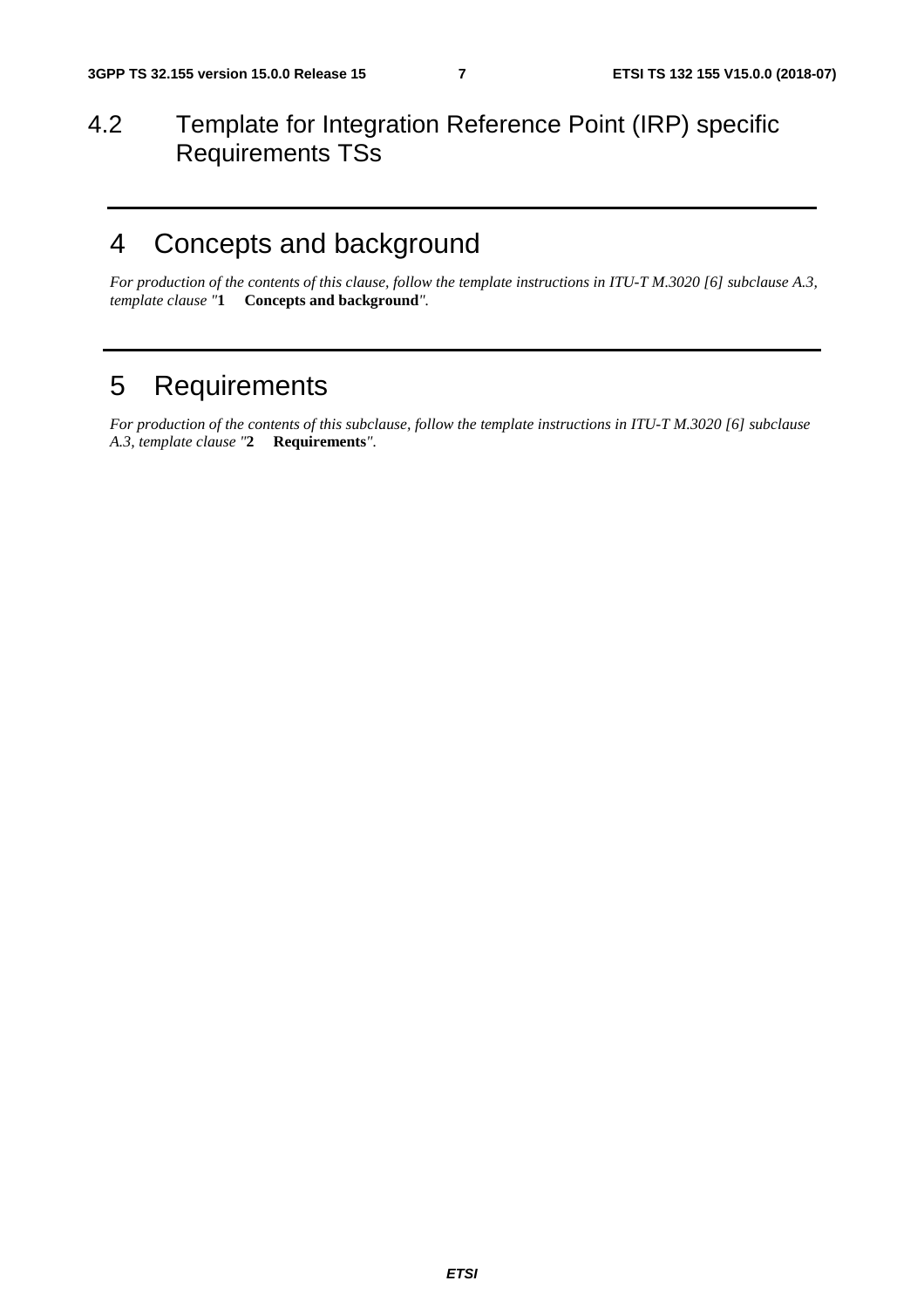## 4.2 Template for Integration Reference Point (IRP) specific Requirements TSs

---

# 4 Concepts and background

*For production of the contents of this clause, follow the template instructions in ITU-T M.3020 [6] subclause A.3, template clause "***1 Concepts and background***".*

---

# 5 Requirements

*For production of the contents of this subclause, follow the template instructions in ITU-T M.3020 [6] subclause A.3, template clause "***2 Requirements***".*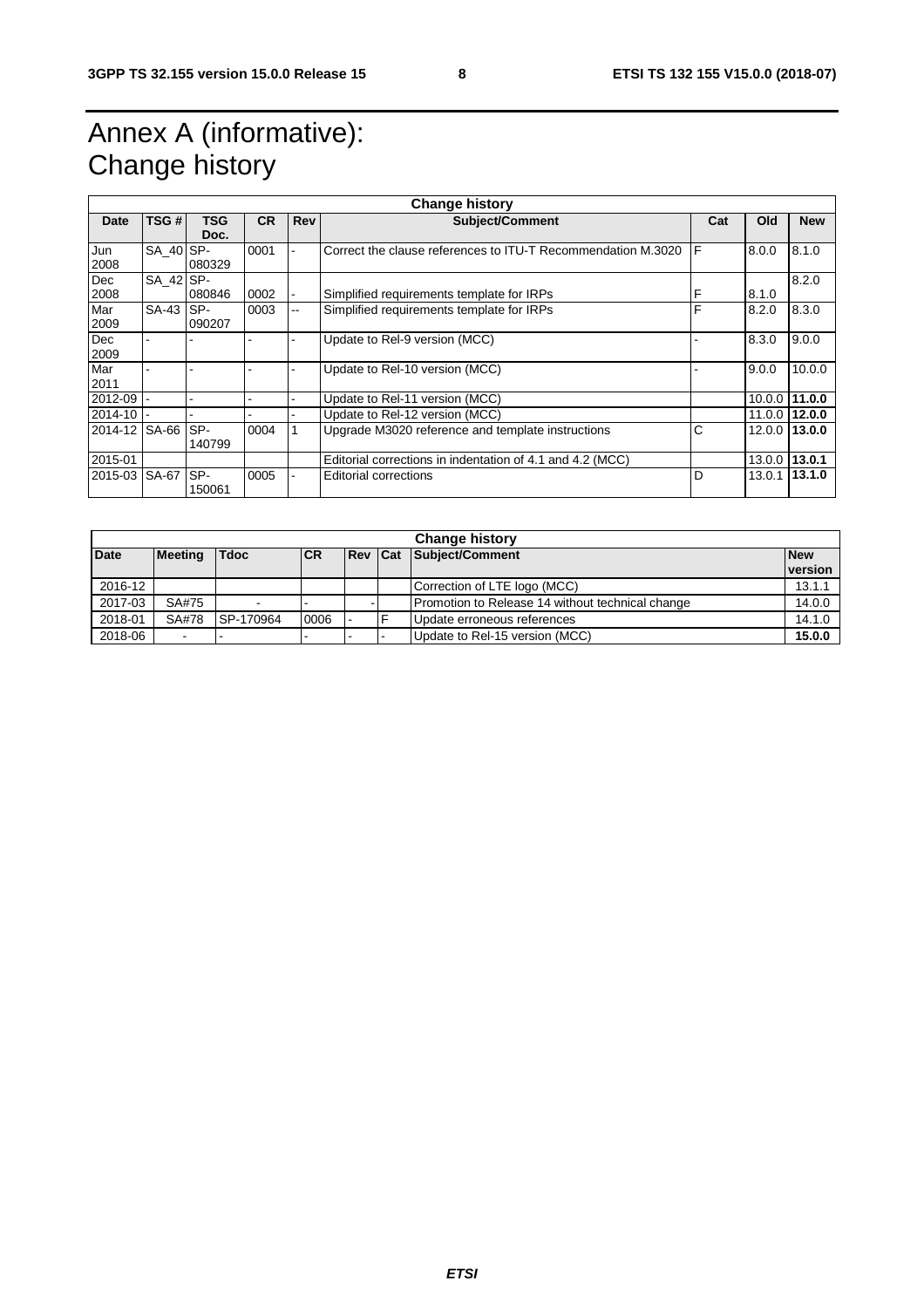# Annex A (informative): Change history

| Change history | | | | | | | | |
|---|---|---|---|---|---|---|---|---|
| **Date** | **TSG #** | **TSG Doc.** | **CR** | **Rev** | **Subject/Comment** | **Cat** | **Old** | **New** |
| Jun 2008 | SA_40 | SP-080329 | 0001 | - | Correct the clause references to ITU-T Recommendation M.3020 | F | 8.0.0 | 8.1.0 |
| Dec 2008 | SA_42 | SP-080846 | 0002 | - | Simplified requirements template for IRPs | F | 8.1.0 | 8.2.0 |
| Mar 2009 | SA-43 | SP-090207 | 0003 | -- | Simplified requirements template for IRPs | F | 8.2.0 | 8.3.0 |
| Dec 2009 | - | - | - | - | Update to Rel-9 version (MCC) | - | 8.3.0 | 9.0.0 |
| Mar 2011 | - | - | - | - | Update to Rel-10 version (MCC) | - | 9.0.0 | 10.0.0 |
| 2012-09 | - | - | - | - | Update to Rel-11 version (MCC) | | 10.0.0 | **11.0.0** |
| 2014-10 | - | - | - | - | Update to Rel-12 version (MCC) | | 11.0.0 | **12.0.0** |
| 2014-12 | SA-66 | SP-140799 | 0004 | 1 | Upgrade M3020 reference and template instructions | C | 12.0.0 | **13.0.0** |
| 2015-01 | | | | | Editorial corrections in indentation of 4.1 and 4.2 (MCC) | | 13.0.0 | **13.0.1** |
| 2015-03 | SA-67 | SP-150061 | 0005 | - | Editorial corrections | D | 13.0.1 | **13.1.0** |

| Change history | | | | | | | |
|---|---|---|---|---|---|---|---|
| **Date** | **Meeting** | **Tdoc** | **CR** | **Rev** | **Cat** | **Subject/Comment** | **New version** |
| 2016-12 | | | | | | Correction of LTE logo (MCC) | 13.1.1 |
| 2017-03 | SA#75 | - | - | - | | Promotion to Release 14 without technical change | 14.0.0 |
| 2018-01 | SA#78 | SP-170964 | 0006 | - | F | Update erroneous references | 14.1.0 |
| 2018-06 | - | - | - | - | - | Update to Rel-15 version (MCC) | **15.0.0** |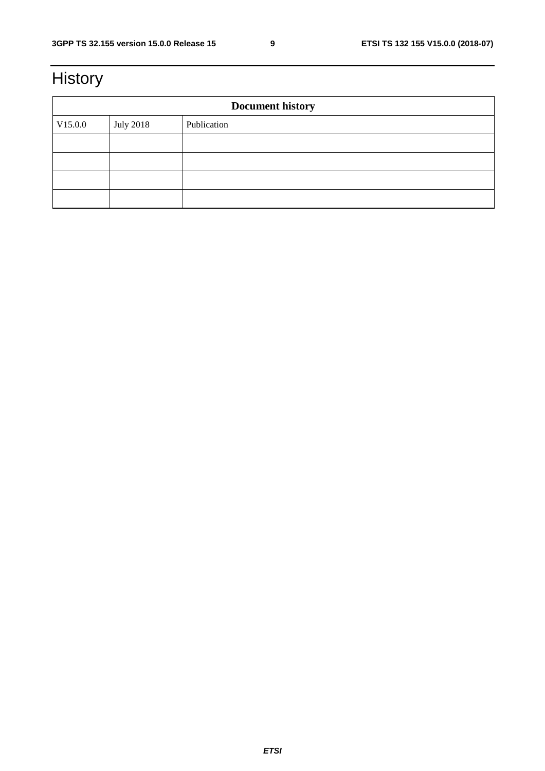# History

| Document history | | |
|---|---|---|
| V15.0.0 | July 2018 | Publication |
| | | |
| | | |
| | | |
| | | |